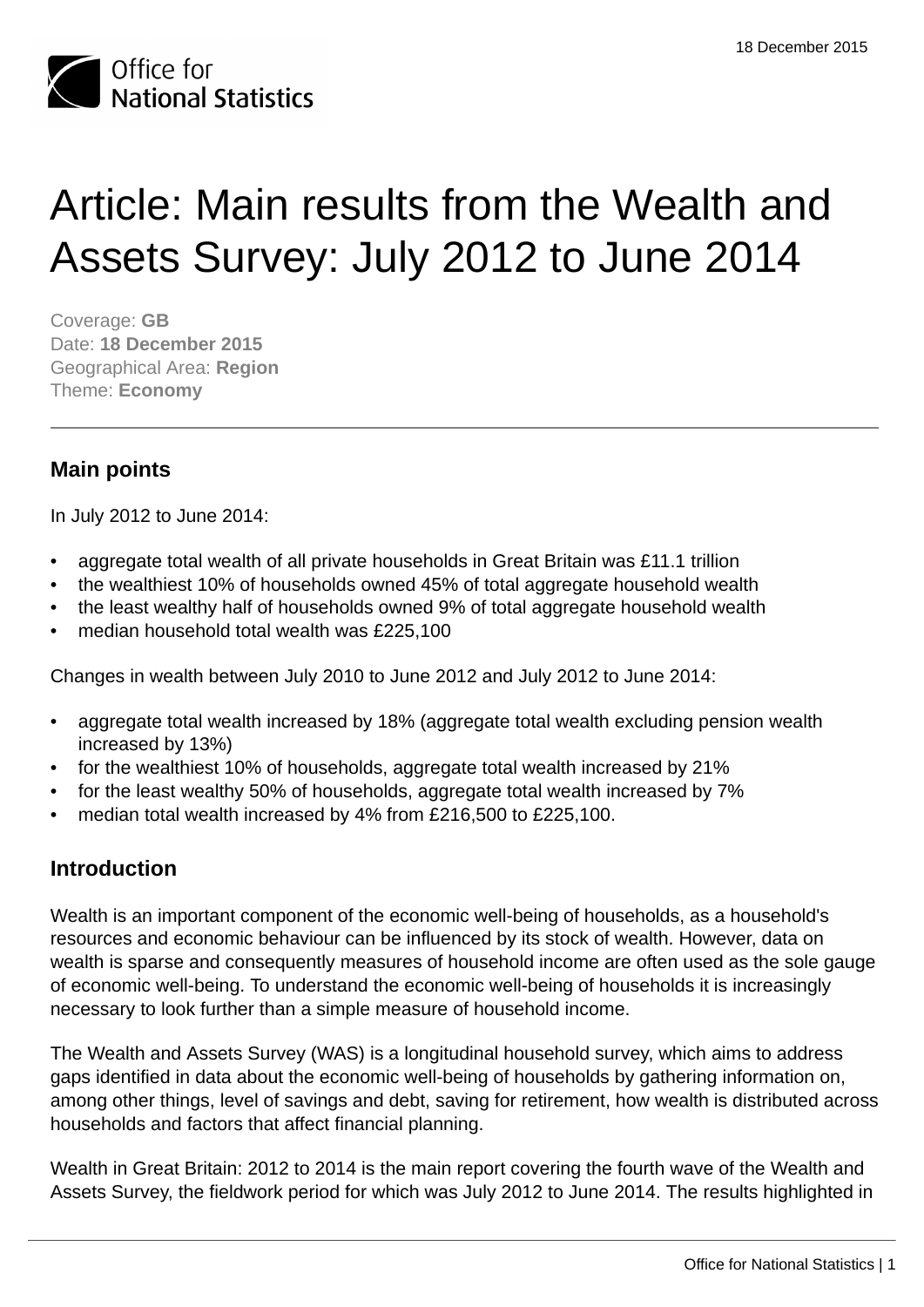# Article: Main results from the Wealth and Assets Survey: July 2012 to June 2014

Coverage: **GB**
Date: **18 December 2015**
Geographical Area: **Region**
Theme: **Economy**

## Main points

In July 2012 to June 2014:

- aggregate total wealth of all private households in Great Britain was £11.1 trillion
- the wealthiest 10% of households owned 45% of total aggregate household wealth
- the least wealthy half of households owned 9% of total aggregate household wealth
- median household total wealth was £225,100

Changes in wealth between July 2010 to June 2012 and July 2012 to June 2014:

- aggregate total wealth increased by 18% (aggregate total wealth excluding pension wealth increased by 13%)
- for the wealthiest 10% of households, aggregate total wealth increased by 21%
- for the least wealthy 50% of households, aggregate total wealth increased by 7%
- median total wealth increased by 4% from £216,500 to £225,100.

## Introduction

Wealth is an important component of the economic well-being of households, as a household's resources and economic behaviour can be influenced by its stock of wealth. However, data on wealth is sparse and consequently measures of household income are often used as the sole gauge of economic well-being. To understand the economic well-being of households it is increasingly necessary to look further than a simple measure of household income.

The Wealth and Assets Survey (WAS) is a longitudinal household survey, which aims to address gaps identified in data about the economic well-being of households by gathering information on, among other things, level of savings and debt, saving for retirement, how wealth is distributed across households and factors that affect financial planning.

Wealth in Great Britain: 2012 to 2014 is the main report covering the fourth wave of the Wealth and Assets Survey, the fieldwork period for which was July 2012 to June 2014. The results highlighted in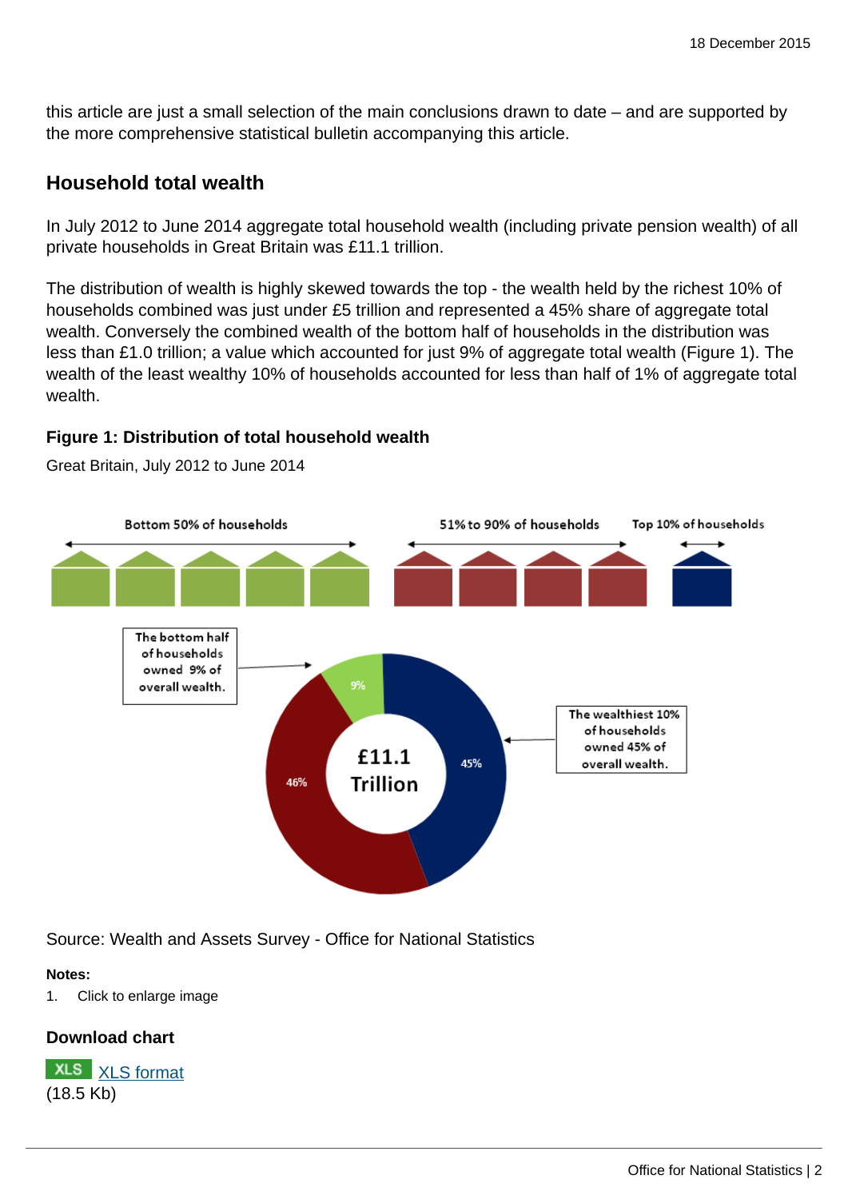this article are just a small selection of the main conclusions drawn to date – and are supported by the more comprehensive statistical bulletin accompanying this article.

## Household total wealth

In July 2012 to June 2014 aggregate total household wealth (including private pension wealth) of all private households in Great Britain was £11.1 trillion.

The distribution of wealth is highly skewed towards the top - the wealth held by the richest 10% of households combined was just under £5 trillion and represented a 45% share of aggregate total wealth. Conversely the combined wealth of the bottom half of households in the distribution was less than £1.0 trillion; a value which accounted for just 9% of aggregate total wealth (Figure 1). The wealth of the least wealthy 10% of households accounted for less than half of 1% of aggregate total wealth.

### Figure 1: Distribution of total household wealth

Great Britain, July 2012 to June 2014

Bottom 50% of households | 51% to 90% of households | Top 10% of households

The bottom half of households owned 9% of overall wealth.

£11.1 Trillion

9% | 46% | 45%

The wealthiest 10% of households owned 45% of overall wealth.

Source: Wealth and Assets Survey - Office for National Statistics

**Notes:**

1. Click to enlarge image

### Download chart

XLS [XLS format](#)
(18.5 Kb)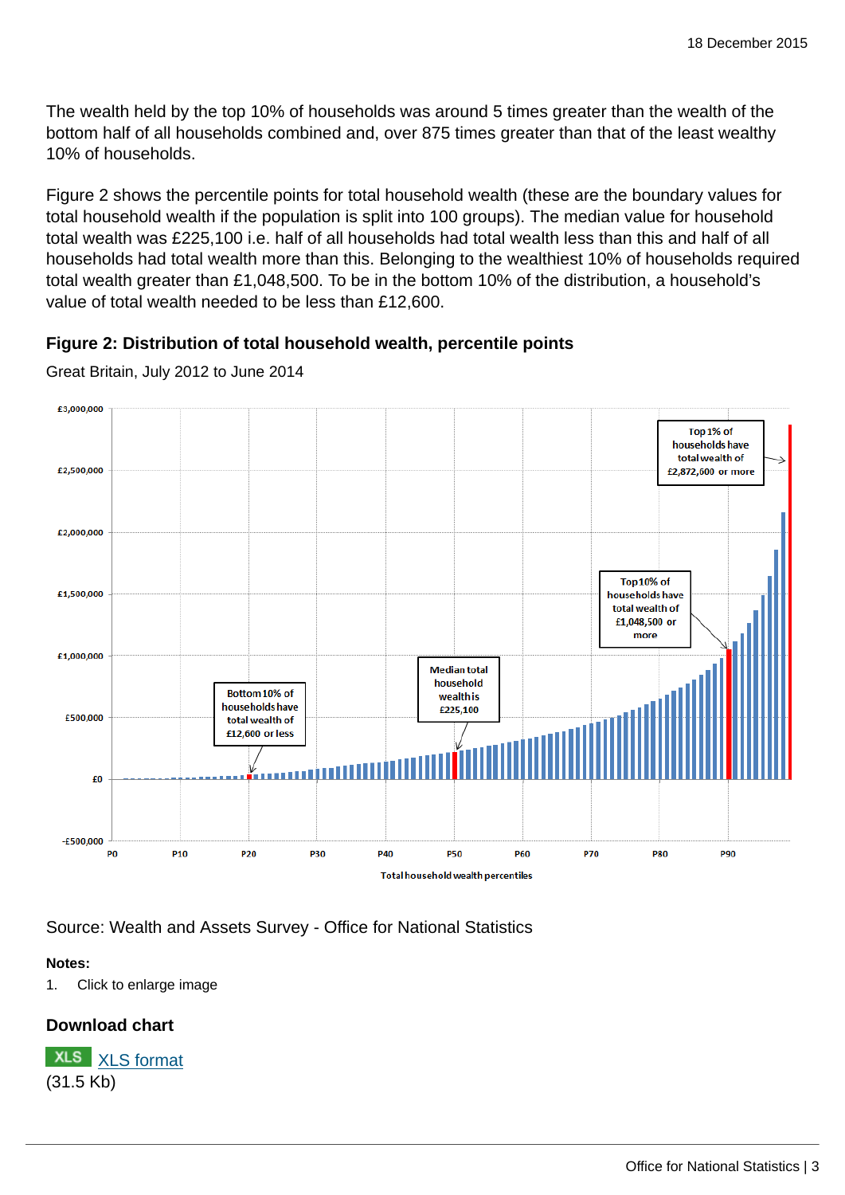The wealth held by the top 10% of households was around 5 times greater than the wealth of the bottom half of all households combined and, over 875 times greater than that of the least wealthy 10% of households.

Figure 2 shows the percentile points for total household wealth (these are the boundary values for total household wealth if the population is split into 100 groups). The median value for household total wealth was £225,100 i.e. half of all households had total wealth less than this and half of all households had total wealth more than this. Belonging to the wealthiest 10% of households required total wealth greater than £1,048,500. To be in the bottom 10% of the distribution, a household's value of total wealth needed to be less than £12,600.

### Figure 2: Distribution of total household wealth, percentile points

Great Britain, July 2012 to June 2014

Source: Wealth and Assets Survey - Office for National Statistics

**Notes:**

1. Click to enlarge image

### Download chart

XLS [XLS format](#)
(31.5 Kb)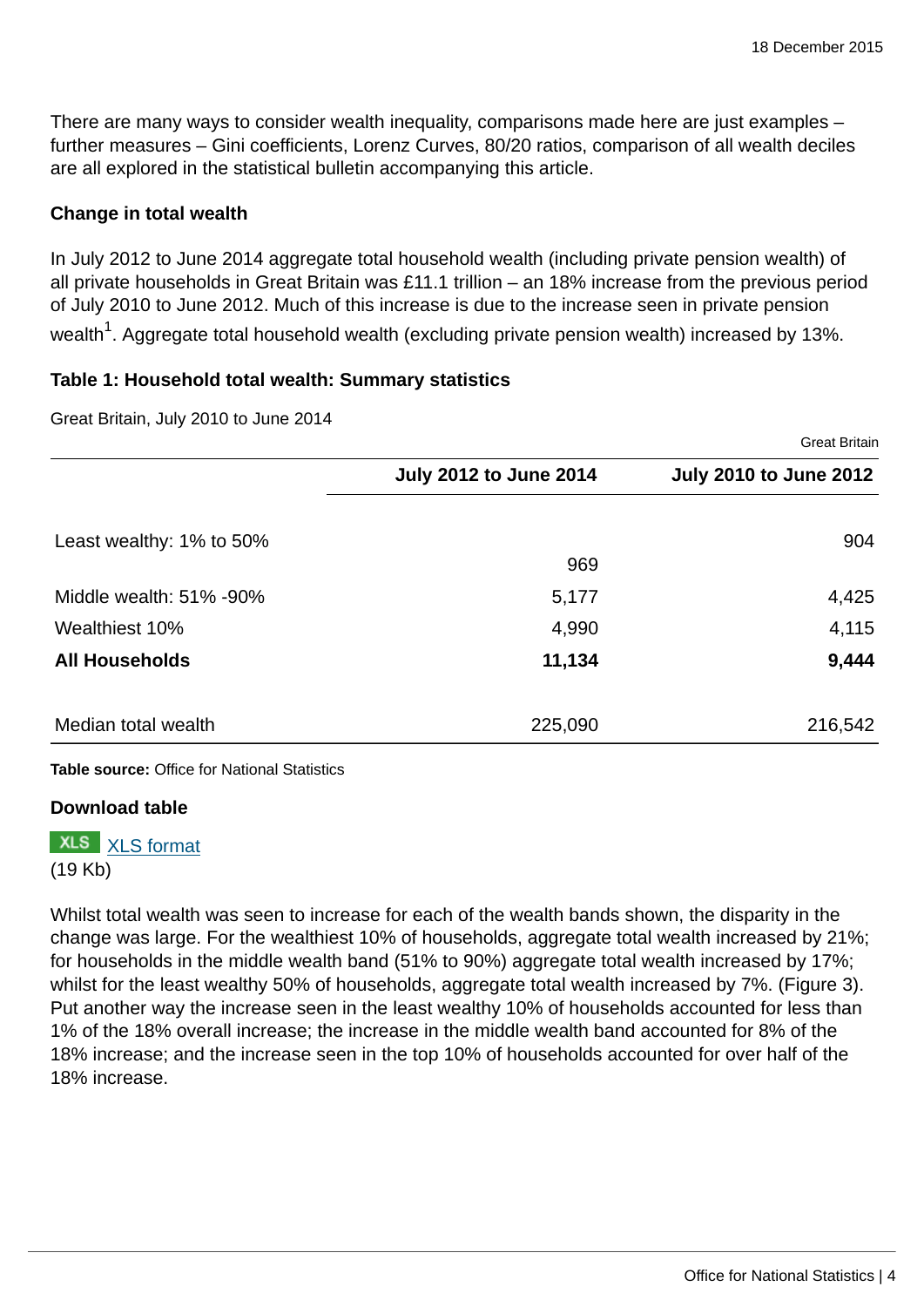There are many ways to consider wealth inequality, comparisons made here are just examples – further measures – Gini coefficients, Lorenz Curves, 80/20 ratios, comparison of all wealth deciles are all explored in the statistical bulletin accompanying this article.

### Change in total wealth

In July 2012 to June 2014 aggregate total household wealth (including private pension wealth) of all private households in Great Britain was £11.1 trillion – an 18% increase from the previous period of July 2010 to June 2012. Much of this increase is due to the increase seen in private pension wealth[1]. Aggregate total household wealth (excluding private pension wealth) increased by 13%.

### Table 1: Household total wealth: Summary statistics

Great Britain, July 2010 to June 2014

Great Britain

| | July 2012 to June 2014 | July 2010 to June 2012 |
|---|---|---|
| Least wealthy: 1% to 50% | 969 | 904 |
| Middle wealth: 51% -90% | 5,177 | 4,425 |
| Wealthiest 10% | 4,990 | 4,115 |
| **All Households** | **11,134** | **9,444** |
| Median total wealth | 225,090 | 216,542 |

**Table source:** Office for National Statistics

**Download table**

XLS [XLS format](#)
(19 Kb)

Whilst total wealth was seen to increase for each of the wealth bands shown, the disparity in the change was large. For the wealthiest 10% of households, aggregate total wealth increased by 21%; for households in the middle wealth band (51% to 90%) aggregate total wealth increased by 17%; whilst for the least wealthy 50% of households, aggregate total wealth increased by 7%. (Figure 3). Put another way the increase seen in the least wealthy 10% of households accounted for less than 1% of the 18% overall increase; the increase in the middle wealth band accounted for 8% of the 18% increase; and the increase seen in the top 10% of households accounted for over half of the 18% increase.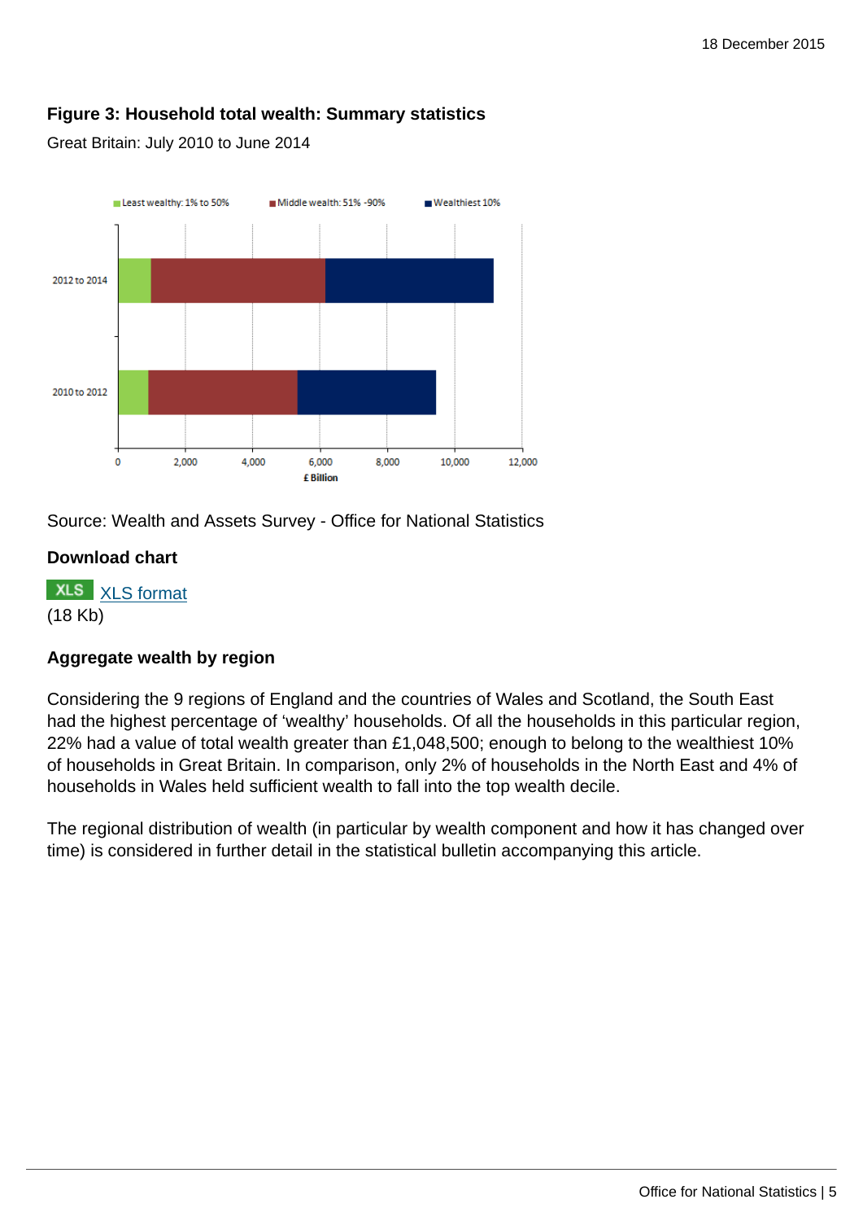### Figure 3: Household total wealth: Summary statistics

Great Britain: July 2010 to June 2014

Source: Wealth and Assets Survey - Office for National Statistics

#### Download chart

XLS [XLS format](#)
(18 Kb)

### Aggregate wealth by region

Considering the 9 regions of England and the countries of Wales and Scotland, the South East had the highest percentage of 'wealthy' households. Of all the households in this particular region, 22% had a value of total wealth greater than £1,048,500; enough to belong to the wealthiest 10% of households in Great Britain. In comparison, only 2% of households in the North East and 4% of households in Wales held sufficient wealth to fall into the top wealth decile.

The regional distribution of wealth (in particular by wealth component and how it has changed over time) is considered in further detail in the statistical bulletin accompanying this article.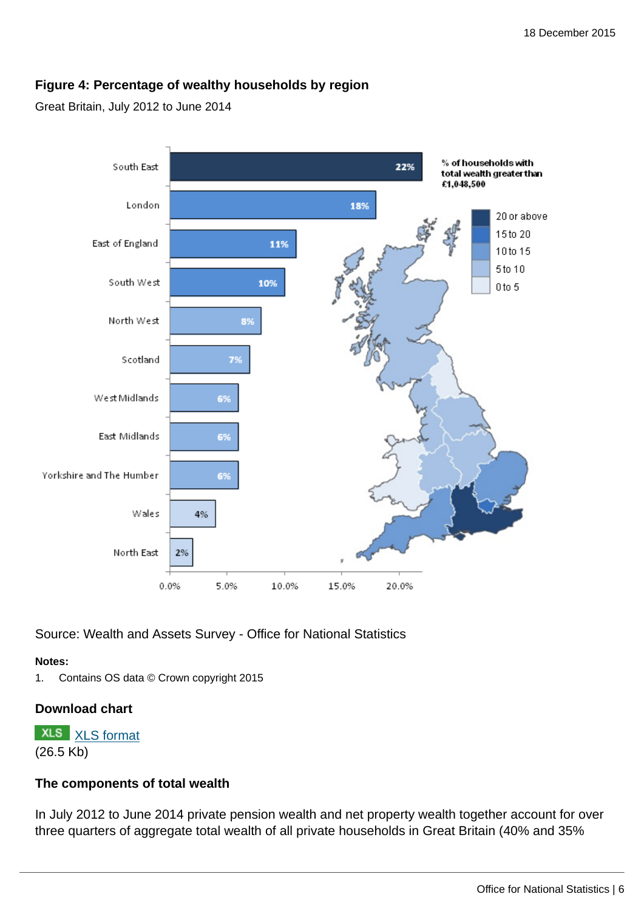### Figure 4: Percentage of wealthy households by region

Great Britain, July 2012 to June 2014

Source: Wealth and Assets Survey - Office for National Statistics

**Notes:**

1. Contains OS data © Crown copyright 2015

### Download chart

XLS format
(26.5 Kb)

### The components of total wealth

In July 2012 to June 2014 private pension wealth and net property wealth together account for over three quarters of aggregate total wealth of all private households in Great Britain (40% and 35%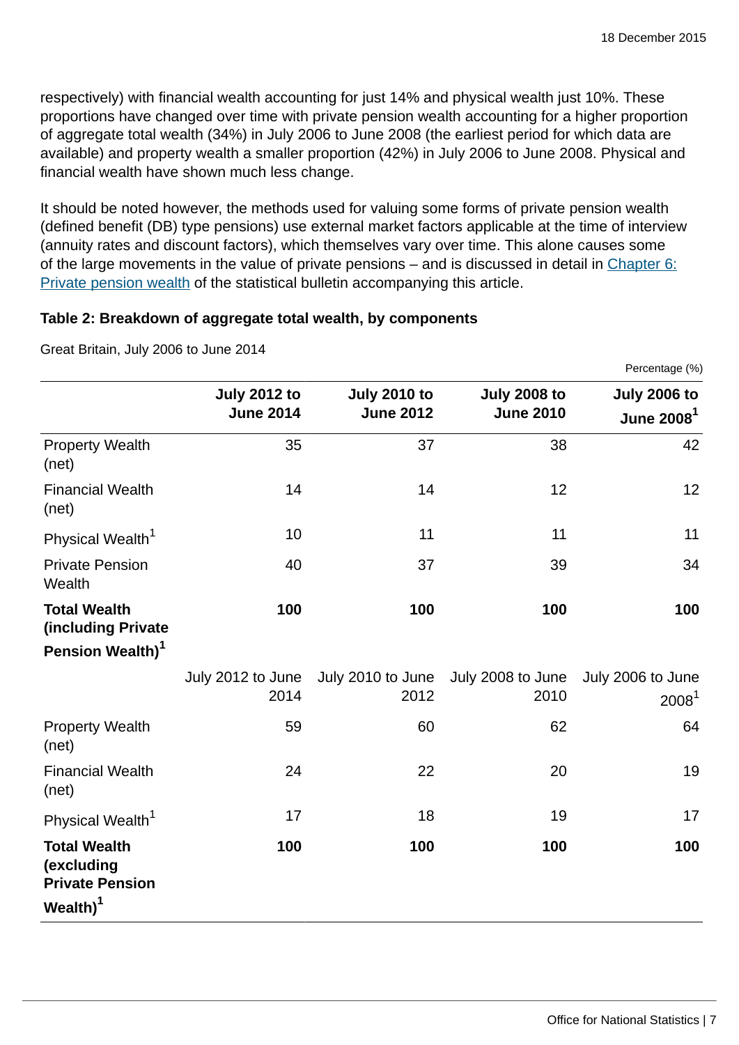respectively) with financial wealth accounting for just 14% and physical wealth just 10%. These proportions have changed over time with private pension wealth accounting for a higher proportion of aggregate total wealth (34%) in July 2006 to June 2008 (the earliest period for which data are available) and property wealth a smaller proportion (42%) in July 2006 to June 2008. Physical and financial wealth have shown much less change.

It should be noted however, the methods used for valuing some forms of private pension wealth (defined benefit (DB) type pensions) use external market factors applicable at the time of interview (annuity rates and discount factors), which themselves vary over time. This alone causes some of the large movements in the value of private pensions – and is discussed in detail in Chapter 6: Private pension wealth of the statistical bulletin accompanying this article.

**Table 2: Breakdown of aggregate total wealth, by components**

Great Britain, July 2006 to June 2014

Percentage (%)

| | July 2012 to June 2014 | July 2010 to June 2012 | July 2008 to June 2010 | July 2006 to June 2008[1] |
|---|---|---|---|---|
| Property Wealth (net) | 35 | 37 | 38 | 42 |
| Financial Wealth (net) | 14 | 14 | 12 | 12 |
| Physical Wealth[1] | 10 | 11 | 11 | 11 |
| Private Pension Wealth | 40 | 37 | 39 | 34 |
| **Total Wealth (including Private Pension Wealth)[1]** | **100** | **100** | **100** | **100** |
| | July 2012 to June 2014 | July 2010 to June 2012 | July 2008 to June 2010 | July 2006 to June 2008[1] |
| Property Wealth (net) | 59 | 60 | 62 | 64 |
| Financial Wealth (net) | 24 | 22 | 20 | 19 |
| Physical Wealth[1] | 17 | 18 | 19 | 17 |
| **Total Wealth (excluding Private Pension Wealth)[1]** | **100** | **100** | **100** | **100** |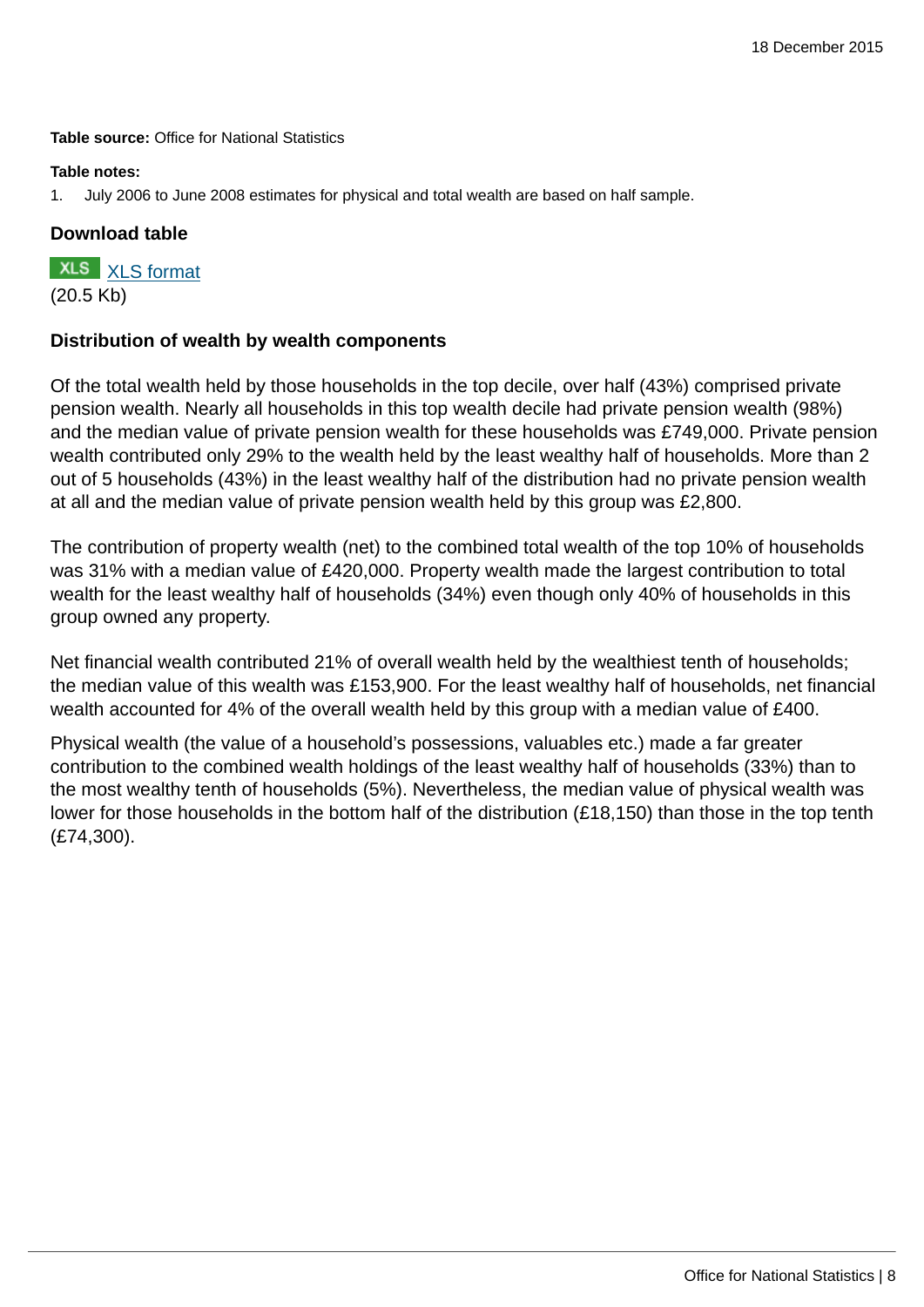**Table source:** Office for National Statistics

**Table notes:**

1. July 2006 to June 2008 estimates for physical and total wealth are based on half sample.

**Download table**

XLS [XLS format](#)
(20.5 Kb)

### Distribution of wealth by wealth components

Of the total wealth held by those households in the top decile, over half (43%) comprised private pension wealth. Nearly all households in this top wealth decile had private pension wealth (98%) and the median value of private pension wealth for these households was £749,000. Private pension wealth contributed only 29% to the wealth held by the least wealthy half of households. More than 2 out of 5 households (43%) in the least wealthy half of the distribution had no private pension wealth at all and the median value of private pension wealth held by this group was £2,800.

The contribution of property wealth (net) to the combined total wealth of the top 10% of households was 31% with a median value of £420,000. Property wealth made the largest contribution to total wealth for the least wealthy half of households (34%) even though only 40% of households in this group owned any property.

Net financial wealth contributed 21% of overall wealth held by the wealthiest tenth of households; the median value of this wealth was £153,900. For the least wealthy half of households, net financial wealth accounted for 4% of the overall wealth held by this group with a median value of £400.

Physical wealth (the value of a household's possessions, valuables etc.) made a far greater contribution to the combined wealth holdings of the least wealthy half of households (33%) than to the most wealthy tenth of households (5%). Nevertheless, the median value of physical wealth was lower for those households in the bottom half of the distribution (£18,150) than those in the top tenth (£74,300).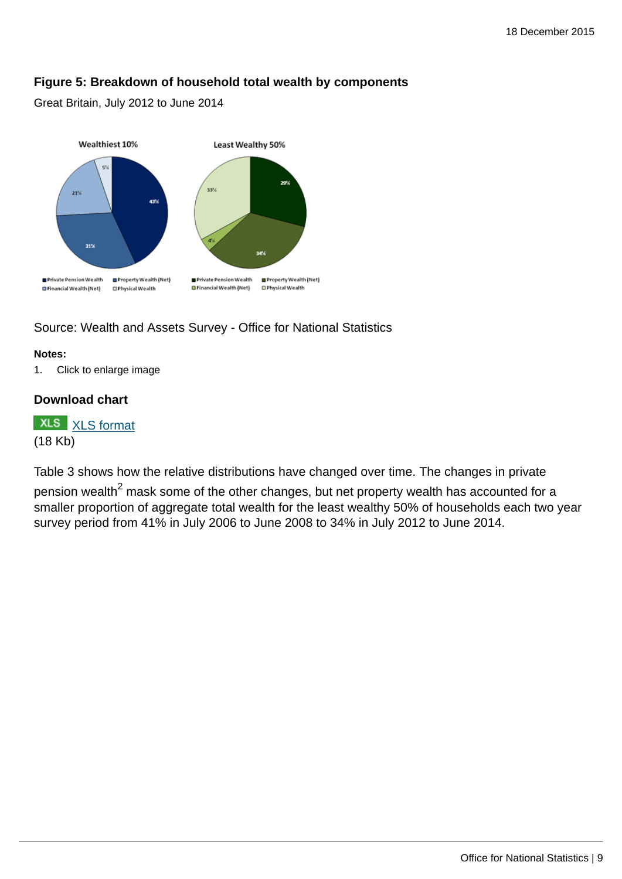### Figure 5: Breakdown of household total wealth by components

Great Britain, July 2012 to June 2014

Source: Wealth and Assets Survey - Office for National Statistics

**Notes:**

1. Click to enlarge image

### Download chart

XLS XLS format
(18 Kb)

Table 3 shows how the relative distributions have changed over time. The changes in private pension wealth[2] mask some of the other changes, but net property wealth has accounted for a smaller proportion of aggregate total wealth for the least wealthy 50% of households each two year survey period from 41% in July 2006 to June 2008 to 34% in July 2012 to June 2014.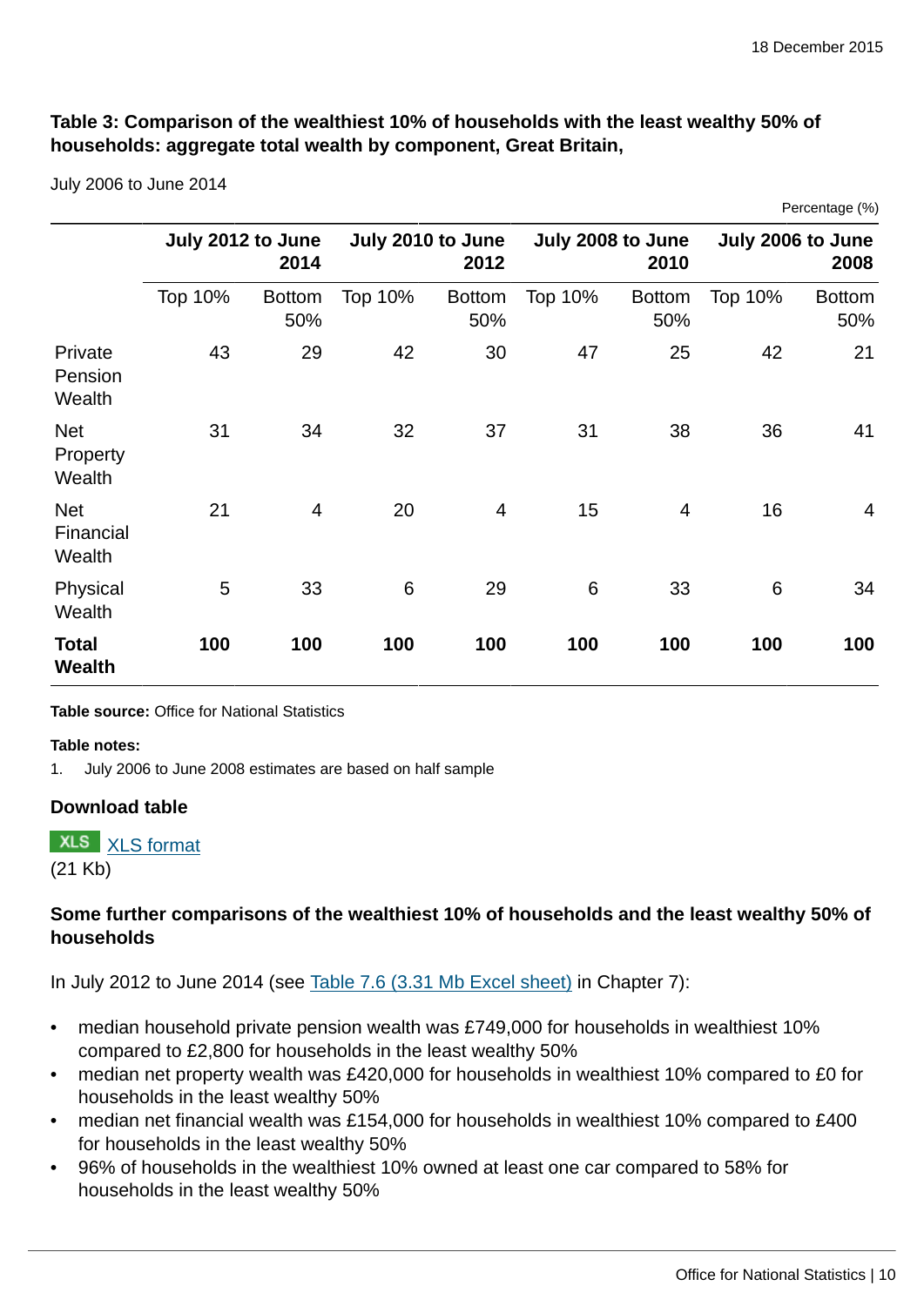### Table 3: Comparison of the wealthiest 10% of households with the least wealthy 50% of households: aggregate total wealth by component, Great Britain,

July 2006 to June 2014

Percentage (%)

| | July 2012 to June 2014 | | July 2010 to June 2012 | | July 2008 to June 2010 | | July 2006 to June 2008 | |
|---|---|---|---|---|---|---|---|---|
| | Top 10% | Bottom 50% | Top 10% | Bottom 50% | Top 10% | Bottom 50% | Top 10% | Bottom 50% |
| Private Pension Wealth | 43 | 29 | 42 | 30 | 47 | 25 | 42 | 21 |
| Net Property Wealth | 31 | 34 | 32 | 37 | 31 | 38 | 36 | 41 |
| Net Financial Wealth | 21 | 4 | 20 | 4 | 15 | 4 | 16 | 4 |
| Physical Wealth | 5 | 33 | 6 | 29 | 6 | 33 | 6 | 34 |
| **Total Wealth** | **100** | **100** | **100** | **100** | **100** | **100** | **100** | **100** |

**Table source:** Office for National Statistics

**Table notes:**

1. July 2006 to June 2008 estimates are based on half sample

**Download table**

XLS [XLS format](#)
(21 Kb)

### Some further comparisons of the wealthiest 10% of households and the least wealthy 50% of households

In July 2012 to June 2014 (see [Table 7.6 (3.31 Mb Excel sheet)](#) in Chapter 7):

- median household private pension wealth was £749,000 for households in wealthiest 10% compared to £2,800 for households in the least wealthy 50%
- median net property wealth was £420,000 for households in wealthiest 10% compared to £0 for households in the least wealthy 50%
- median net financial wealth was £154,000 for households in wealthiest 10% compared to £400 for households in the least wealthy 50%
- 96% of households in the wealthiest 10% owned at least one car compared to 58% for households in the least wealthy 50%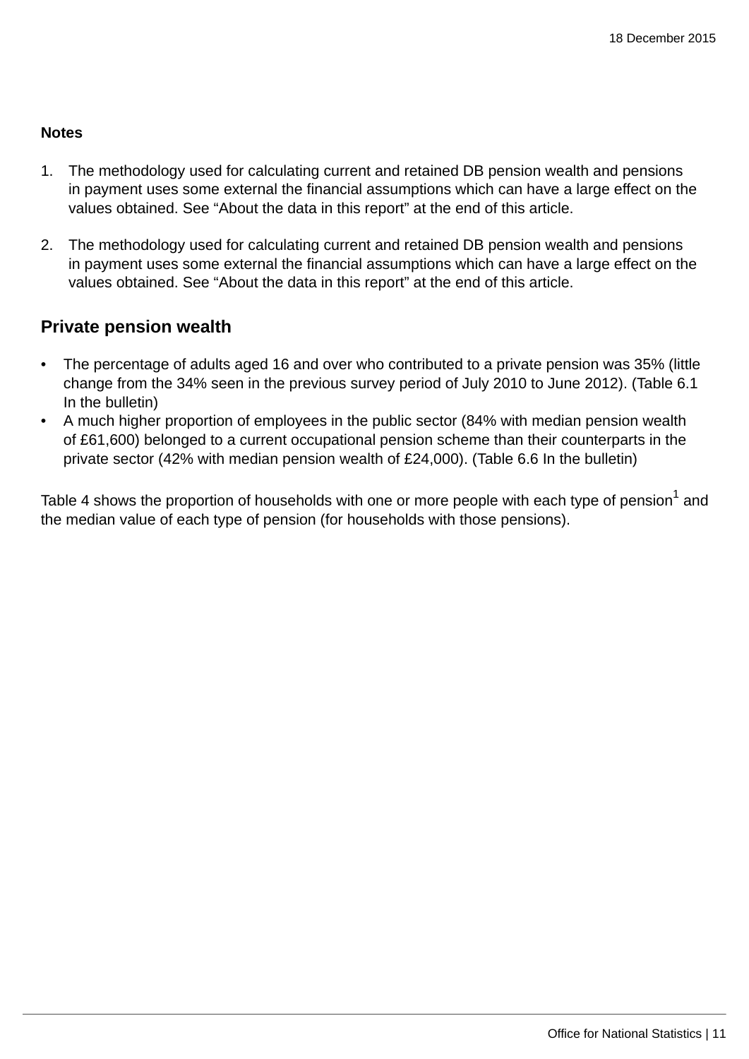**Notes**

1. The methodology used for calculating current and retained DB pension wealth and pensions in payment uses some external the financial assumptions which can have a large effect on the values obtained. See “About the data in this report” at the end of this article.

2. The methodology used for calculating current and retained DB pension wealth and pensions in payment uses some external the financial assumptions which can have a large effect on the values obtained. See “About the data in this report” at the end of this article.

## Private pension wealth

- The percentage of adults aged 16 and over who contributed to a private pension was 35% (little change from the 34% seen in the previous survey period of July 2010 to June 2012). (Table 6.1 In the bulletin)
- A much higher proportion of employees in the public sector (84% with median pension wealth of £61,600) belonged to a current occupational pension scheme than their counterparts in the private sector (42% with median pension wealth of £24,000). (Table 6.6 In the bulletin)

Table 4 shows the proportion of households with one or more people with each type of pension[1] and the median value of each type of pension (for households with those pensions).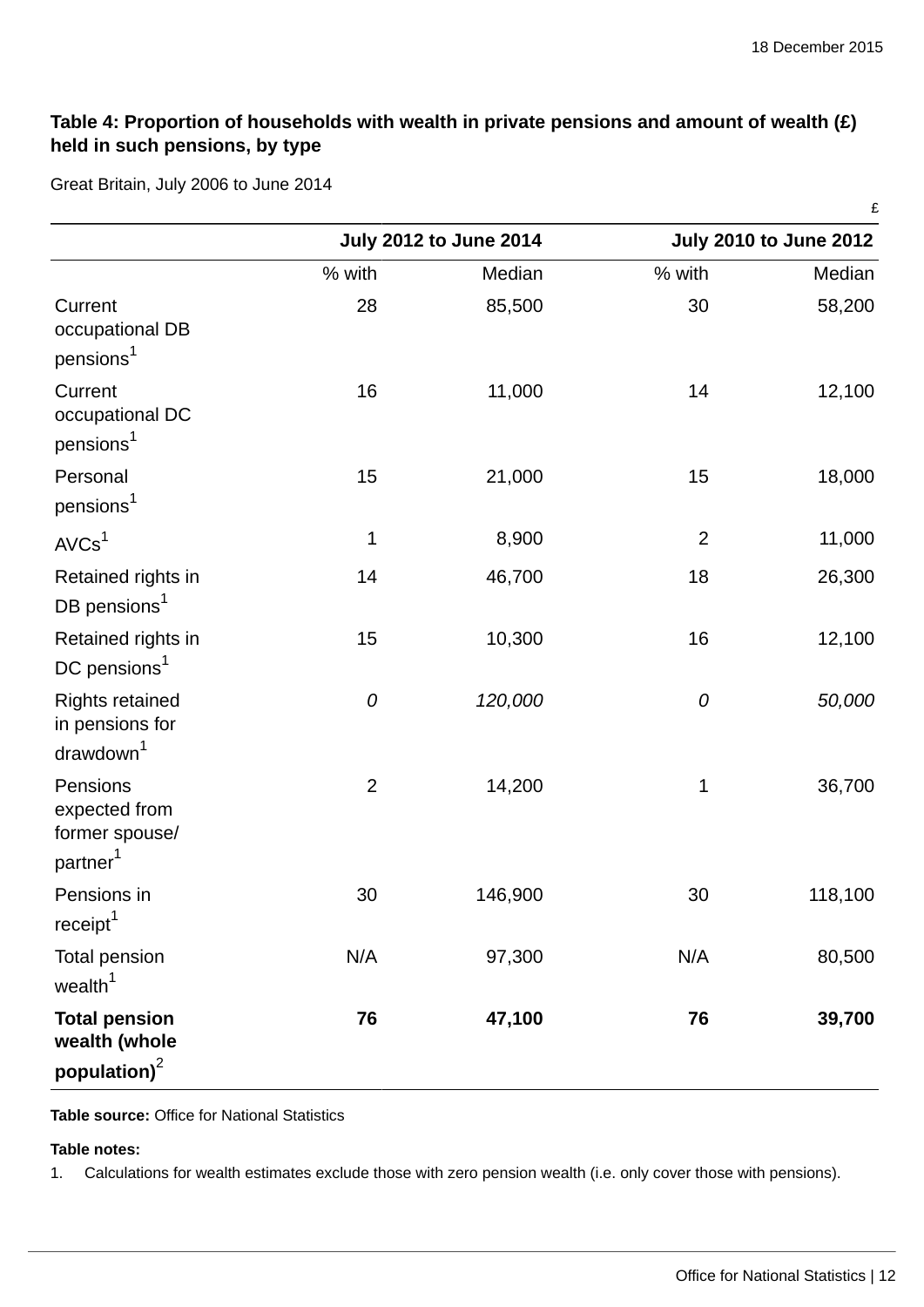**Table 4: Proportion of households with wealth in private pensions and amount of wealth (£) held in such pensions, by type**

Great Britain, July 2006 to June 2014

£

| | July 2012 to June 2014 | | July 2010 to June 2012 | |
|---|---|---|---|---|
| | % with | Median | % with | Median |
| Current occupational DB pensions[1] | 28 | 85,500 | 30 | 58,200 |
| Current occupational DC pensions[1] | 16 | 11,000 | 14 | 12,100 |
| Personal pensions[1] | 15 | 21,000 | 15 | 18,000 |
| AVCs[1] | 1 | 8,900 | 2 | 11,000 |
| Retained rights in DB pensions[1] | 14 | 46,700 | 18 | 26,300 |
| Retained rights in DC pensions[1] | 15 | 10,300 | 16 | 12,100 |
| Rights retained in pensions for drawdown[1] | *0* | *120,000* | *0* | *50,000* |
| Pensions expected from former spouse/partner[1] | 2 | 14,200 | 1 | 36,700 |
| Pensions in receipt[1] | 30 | 146,900 | 30 | 118,100 |
| Total pension wealth[1] | N/A | 97,300 | N/A | 80,500 |
| **Total pension wealth (whole population)[2]** | **76** | **47,100** | **76** | **39,700** |

**Table source:** Office for National Statistics

**Table notes:**

1. Calculations for wealth estimates exclude those with zero pension wealth (i.e. only cover those with pensions).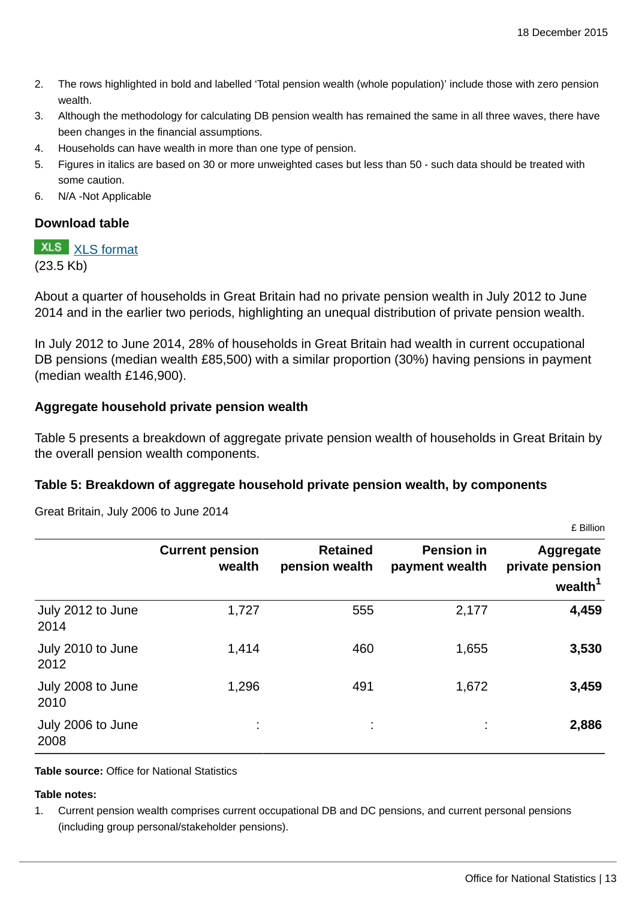2. The rows highlighted in bold and labelled ‘Total pension wealth (whole population)’ include those with zero pension wealth.
3. Although the methodology for calculating DB pension wealth has remained the same in all three waves, there have been changes in the financial assumptions.
4. Households can have wealth in more than one type of pension.
5. Figures in italics are based on 30 or more unweighted cases but less than 50 - such data should be treated with some caution.
6. N/A -Not Applicable

**Download table**

XLS [XLS format](#)
(23.5 Kb)

About a quarter of households in Great Britain had no private pension wealth in July 2012 to June 2014 and in the earlier two periods, highlighting an unequal distribution of private pension wealth.

In July 2012 to June 2014, 28% of households in Great Britain had wealth in current occupational DB pensions (median wealth £85,500) with a similar proportion (30%) having pensions in payment (median wealth £146,900).

### Aggregate household private pension wealth

Table 5 presents a breakdown of aggregate private pension wealth of households in Great Britain by the overall pension wealth components.

#### Table 5: Breakdown of aggregate household private pension wealth, by components

Great Britain, July 2006 to June 2014

£ Billion

| | Current pension wealth | Retained pension wealth | Pension in payment wealth | Aggregate private pension wealth[1] |
|---|---|---|---|---|
| July 2012 to June 2014 | 1,727 | 555 | 2,177 | **4,459** |
| July 2010 to June 2012 | 1,414 | 460 | 1,655 | **3,530** |
| July 2008 to June 2010 | 1,296 | 491 | 1,672 | **3,459** |
| July 2006 to June 2008 | : | : | : | **2,886** |

**Table source:** Office for National Statistics

**Table notes:**

1. Current pension wealth comprises current occupational DB and DC pensions, and current personal pensions (including group personal/stakeholder pensions).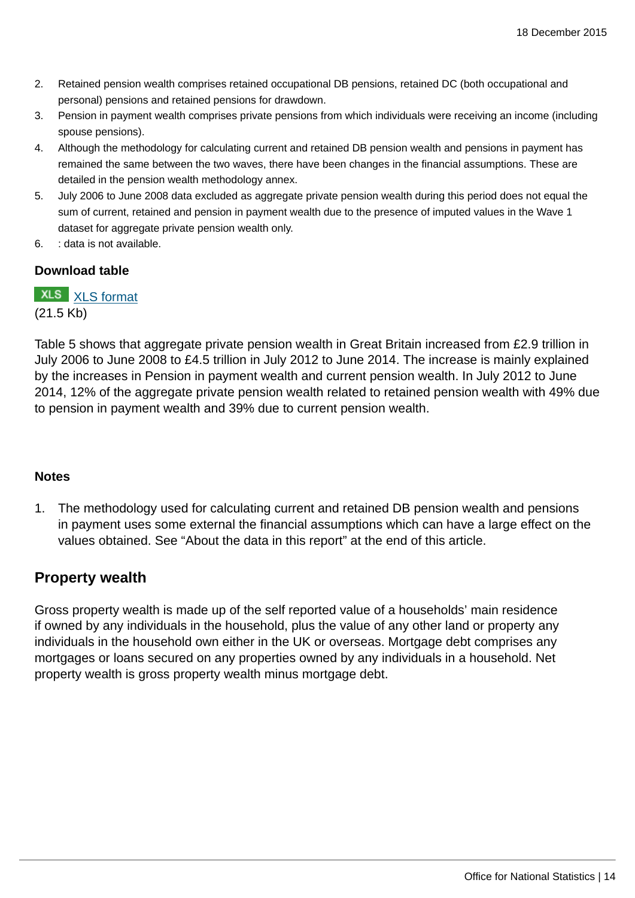2. Retained pension wealth comprises retained occupational DB pensions, retained DC (both occupational and personal) pensions and retained pensions for drawdown.
3. Pension in payment wealth comprises private pensions from which individuals were receiving an income (including spouse pensions).
4. Although the methodology for calculating current and retained DB pension wealth and pensions in payment has remained the same between the two waves, there have been changes in the financial assumptions. These are detailed in the pension wealth methodology annex.
5. July 2006 to June 2008 data excluded as aggregate private pension wealth during this period does not equal the sum of current, retained and pension in payment wealth due to the presence of imputed values in the Wave 1 dataset for aggregate private pension wealth only.
6. : data is not available.

**Download table**

XLS XLS format
(21.5 Kb)

Table 5 shows that aggregate private pension wealth in Great Britain increased from £2.9 trillion in July 2006 to June 2008 to £4.5 trillion in July 2012 to June 2014. The increase is mainly explained by the increases in Pension in payment wealth and current pension wealth. In July 2012 to June 2014, 12% of the aggregate private pension wealth related to retained pension wealth with 49% due to pension in payment wealth and 39% due to current pension wealth.

**Notes**

1. The methodology used for calculating current and retained DB pension wealth and pensions in payment uses some external the financial assumptions which can have a large effect on the values obtained. See "About the data in this report" at the end of this article.

## Property wealth

Gross property wealth is made up of the self reported value of a households' main residence if owned by any individuals in the household, plus the value of any other land or property any individuals in the household own either in the UK or overseas. Mortgage debt comprises any mortgages or loans secured on any properties owned by any individuals in a household. Net property wealth is gross property wealth minus mortgage debt.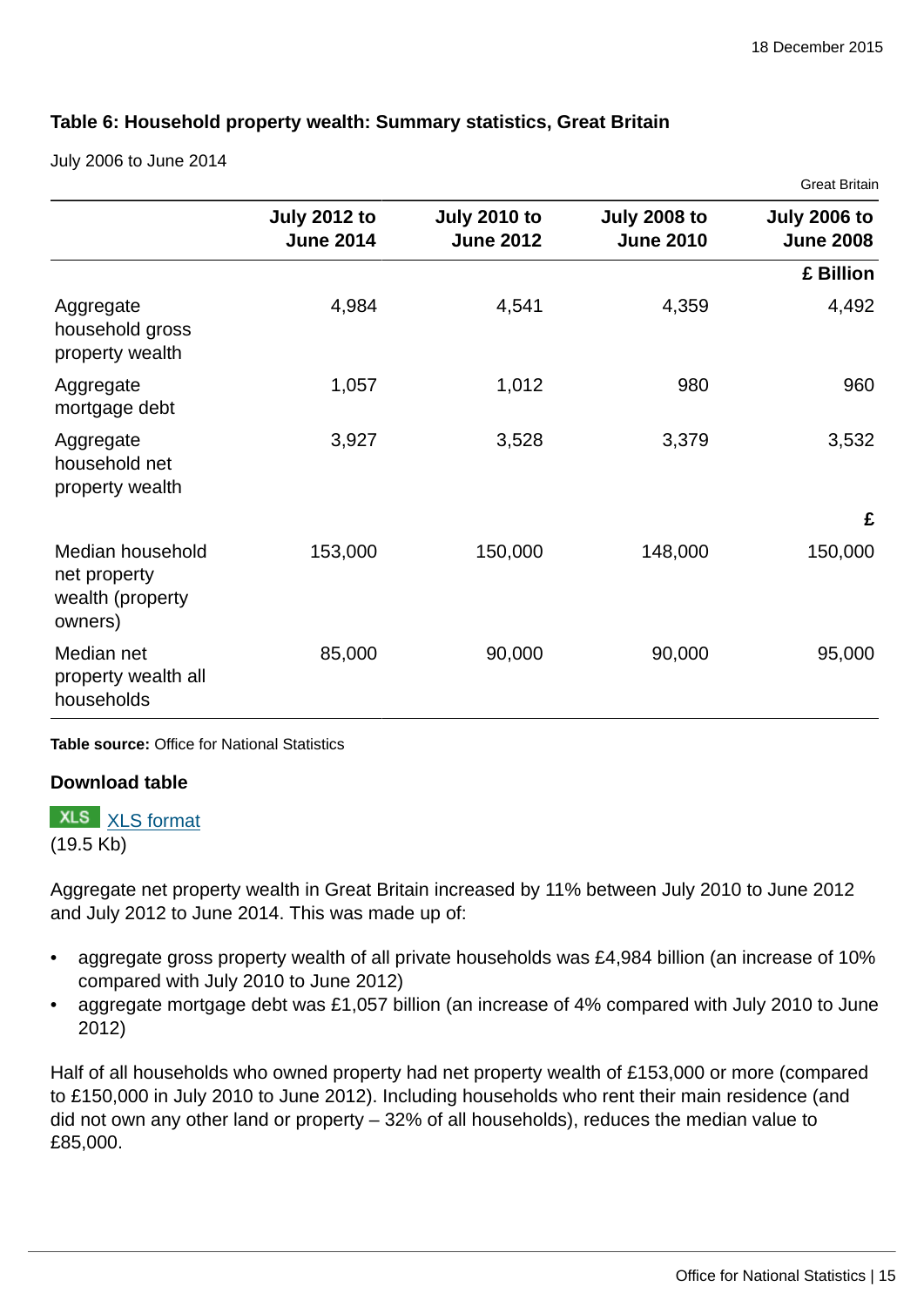### Table 6: Household property wealth: Summary statistics, Great Britain

July 2006 to June 2014

Great Britain

| | July 2012 to June 2014 | July 2010 to June 2012 | July 2008 to June 2010 | July 2006 to June 2008 |
|---|---|---|---|---|
| | | | | £ Billion |
| Aggregate household gross property wealth | 4,984 | 4,541 | 4,359 | 4,492 |
| Aggregate mortgage debt | 1,057 | 1,012 | 980 | 960 |
| Aggregate household net property wealth | 3,927 | 3,528 | 3,379 | 3,532 |
| | | | | £ |
| Median household net property wealth (property owners) | 153,000 | 150,000 | 148,000 | 150,000 |
| Median net property wealth all households | 85,000 | 90,000 | 90,000 | 95,000 |

**Table source:** Office for National Statistics

**Download table**

XLS [XLS format](#)
(19.5 Kb)

Aggregate net property wealth in Great Britain increased by 11% between July 2010 to June 2012 and July 2012 to June 2014. This was made up of:

- aggregate gross property wealth of all private households was £4,984 billion (an increase of 10% compared with July 2010 to June 2012)
- aggregate mortgage debt was £1,057 billion (an increase of 4% compared with July 2010 to June 2012)

Half of all households who owned property had net property wealth of £153,000 or more (compared to £150,000 in July 2010 to June 2012). Including households who rent their main residence (and did not own any other land or property – 32% of all households), reduces the median value to £85,000.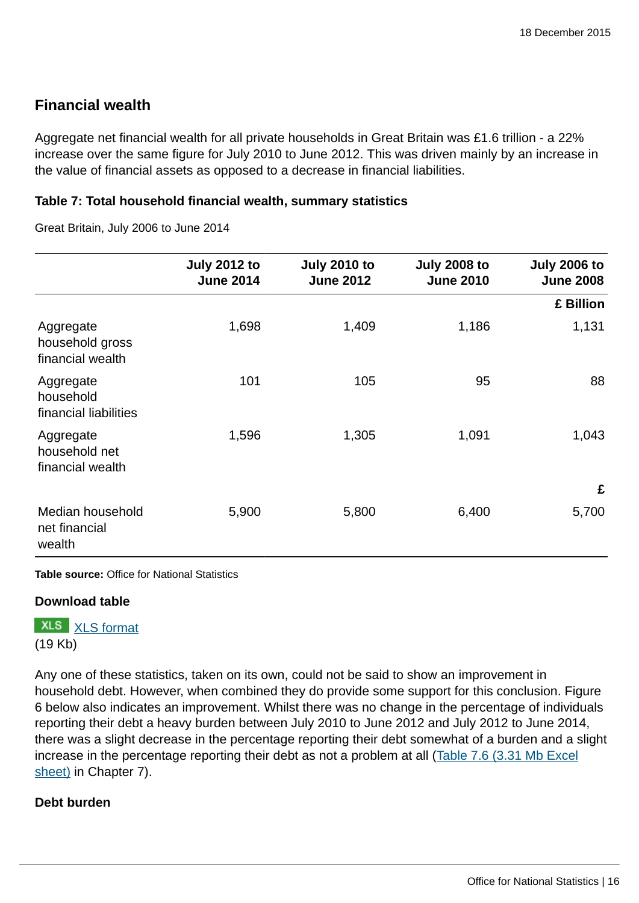## Financial wealth

Aggregate net financial wealth for all private households in Great Britain was £1.6 trillion - a 22% increase over the same figure for July 2010 to June 2012. This was driven mainly by an increase in the value of financial assets as opposed to a decrease in financial liabilities.

#### Table 7: Total household financial wealth, summary statistics

Great Britain, July 2006 to June 2014

| | July 2012 to June 2014 | July 2010 to June 2012 | July 2008 to June 2010 | July 2006 to June 2008 |
|---|---|---|---|---|
| | | | | **£ Billion** |
| Aggregate household gross financial wealth | 1,698 | 1,409 | 1,186 | 1,131 |
| Aggregate household financial liabilities | 101 | 105 | 95 | 88 |
| Aggregate household net financial wealth | 1,596 | 1,305 | 1,091 | 1,043 |
| | | | | **£** |
| Median household net financial wealth | 5,900 | 5,800 | 6,400 | 5,700 |

**Table source:** Office for National Statistics

**Download table**

XLS [XLS format](#)
(19 Kb)

Any one of these statistics, taken on its own, could not be said to show an improvement in household debt. However, when combined they do provide some support for this conclusion. Figure 6 below also indicates an improvement. Whilst there was no change in the percentage of individuals reporting their debt a heavy burden between July 2010 to June 2012 and July 2012 to June 2014, there was a slight decrease in the percentage reporting their debt somewhat of a burden and a slight increase in the percentage reporting their debt as not a problem at all ([Table 7.6 (3.31 Mb Excel sheet)](#) in Chapter 7).

#### Debt burden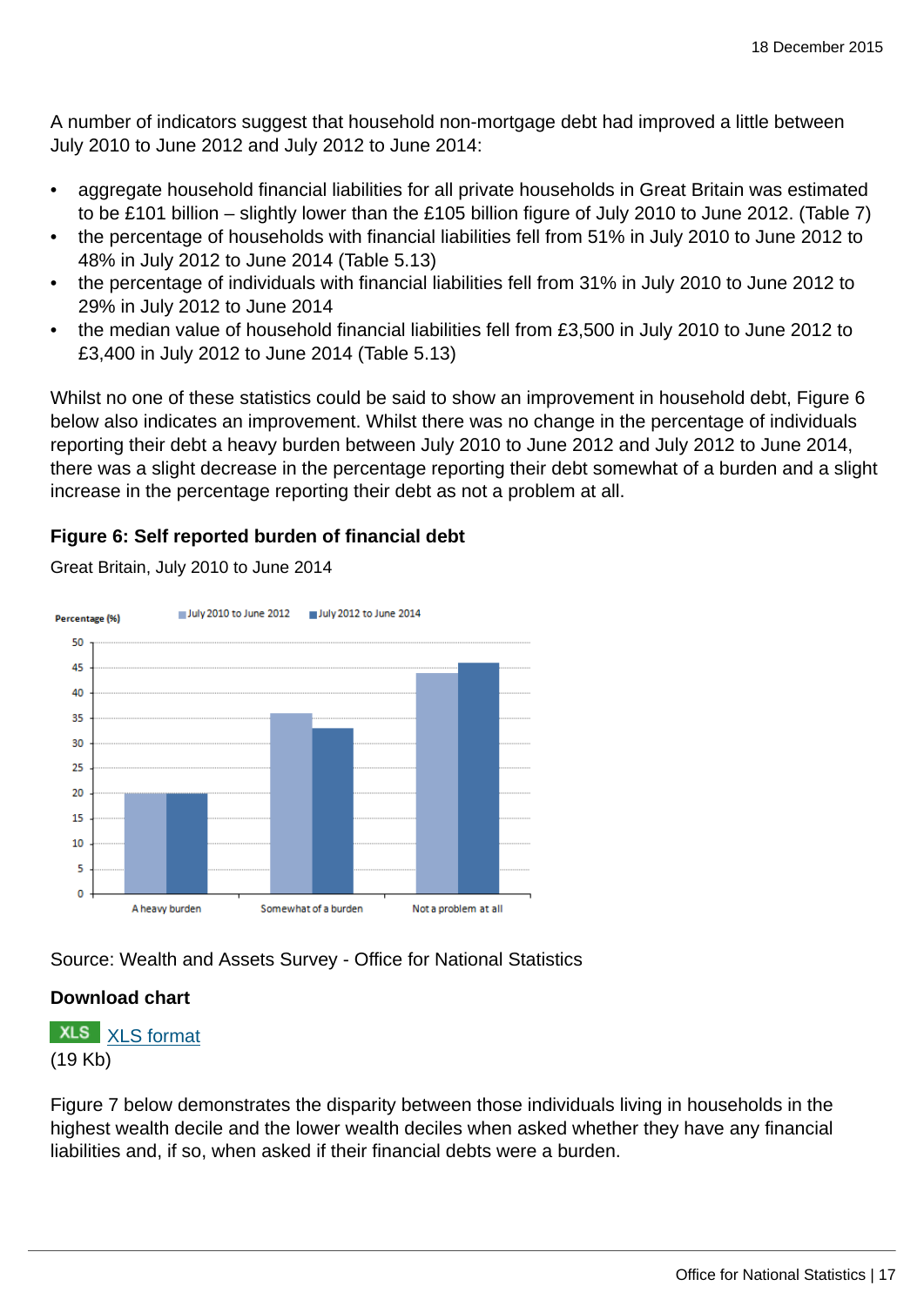A number of indicators suggest that household non-mortgage debt had improved a little between July 2010 to June 2012 and July 2012 to June 2014:

- aggregate household financial liabilities for all private households in Great Britain was estimated to be £101 billion – slightly lower than the £105 billion figure of July 2010 to June 2012. (Table 7)
- the percentage of households with financial liabilities fell from 51% in July 2010 to June 2012 to 48% in July 2012 to June 2014 (Table 5.13)
- the percentage of individuals with financial liabilities fell from 31% in July 2010 to June 2012 to 29% in July 2012 to June 2014
- the median value of household financial liabilities fell from £3,500 in July 2010 to June 2012 to £3,400 in July 2012 to June 2014 (Table 5.13)

Whilst no one of these statistics could be said to show an improvement in household debt, Figure 6 below also indicates an improvement. Whilst there was no change in the percentage of individuals reporting their debt a heavy burden between July 2010 to June 2012 and July 2012 to June 2014, there was a slight decrease in the percentage reporting their debt somewhat of a burden and a slight increase in the percentage reporting their debt as not a problem at all.

**Figure 6: Self reported burden of financial debt**

Great Britain, July 2010 to June 2014

Source: Wealth and Assets Survey - Office for National Statistics

**Download chart**

XLS [XLS format](#)
(19 Kb)

Figure 7 below demonstrates the disparity between those individuals living in households in the highest wealth decile and the lower wealth deciles when asked whether they have any financial liabilities and, if so, when asked if their financial debts were a burden.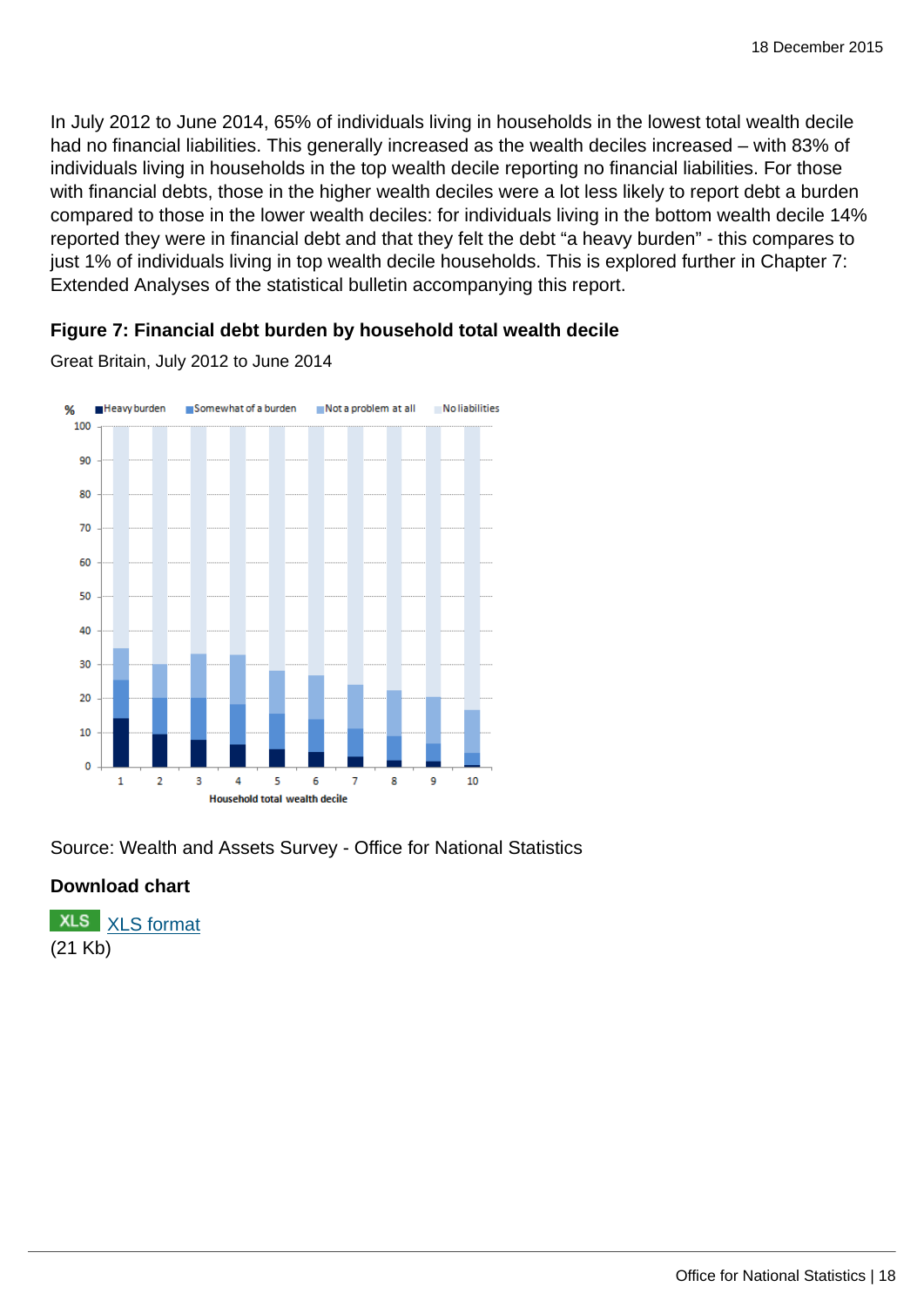In July 2012 to June 2014, 65% of individuals living in households in the lowest total wealth decile had no financial liabilities. This generally increased as the wealth deciles increased – with 83% of individuals living in households in the top wealth decile reporting no financial liabilities. For those with financial debts, those in the higher wealth deciles were a lot less likely to report debt a burden compared to those in the lower wealth deciles: for individuals living in the bottom wealth decile 14% reported they were in financial debt and that they felt the debt "a heavy burden" - this compares to just 1% of individuals living in top wealth decile households. This is explored further in Chapter 7: Extended Analyses of the statistical bulletin accompanying this report.

**Figure 7: Financial debt burden by household total wealth decile**

Great Britain, July 2012 to June 2014

Source: Wealth and Assets Survey - Office for National Statistics

**Download chart**

XLS [XLS format](#)
(21 Kb)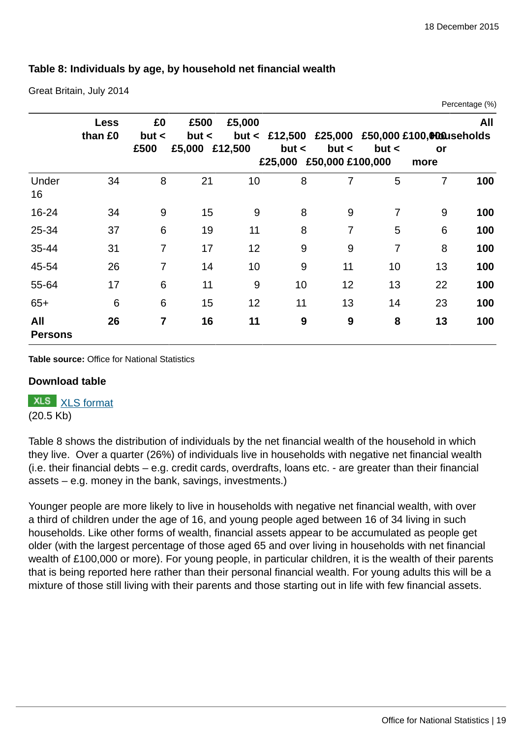### Table 8: Individuals by age, by household net financial wealth

Great Britain, July 2014

Percentage (%)

| | Less than £0 | £0 but < £500 | £500 but < £5,000 | £5,000 but < £12,500 | £12,500 but < £25,000 | £25,000 but < £50,000 | £50,000 but < £100,000 | £100,000 or more | All Households |
|---|---|---|---|---|---|---|---|---|---|
| Under 16 | 34 | 8 | 21 | 10 | 8 | 7 | 5 | 7 | **100** |
| 16-24 | 34 | 9 | 15 | 9 | 8 | 9 | 7 | 9 | **100** |
| 25-34 | 37 | 6 | 19 | 11 | 8 | 7 | 5 | 6 | **100** |
| 35-44 | 31 | 7 | 17 | 12 | 9 | 9 | 7 | 8 | **100** |
| 45-54 | 26 | 7 | 14 | 10 | 9 | 11 | 10 | 13 | **100** |
| 55-64 | 17 | 6 | 11 | 9 | 10 | 12 | 13 | 22 | **100** |
| 65+ | 6 | 6 | 15 | 12 | 11 | 13 | 14 | 23 | **100** |
| **All Persons** | **26** | **7** | **16** | **11** | **9** | **9** | **8** | **13** | **100** |

**Table source:** Office for National Statistics

**Download table**

XLS XLS format
(20.5 Kb)

Table 8 shows the distribution of individuals by the net financial wealth of the household in which they live. Over a quarter (26%) of individuals live in households with negative net financial wealth (i.e. their financial debts – e.g. credit cards, overdrafts, loans etc. - are greater than their financial assets – e.g. money in the bank, savings, investments.)

Younger people are more likely to live in households with negative net financial wealth, with over a third of children under the age of 16, and young people aged between 16 of 34 living in such households. Like other forms of wealth, financial assets appear to be accumulated as people get older (with the largest percentage of those aged 65 and over living in households with net financial wealth of £100,000 or more). For young people, in particular children, it is the wealth of their parents that is being reported here rather than their personal financial wealth. For young adults this will be a mixture of those still living with their parents and those starting out in life with few financial assets.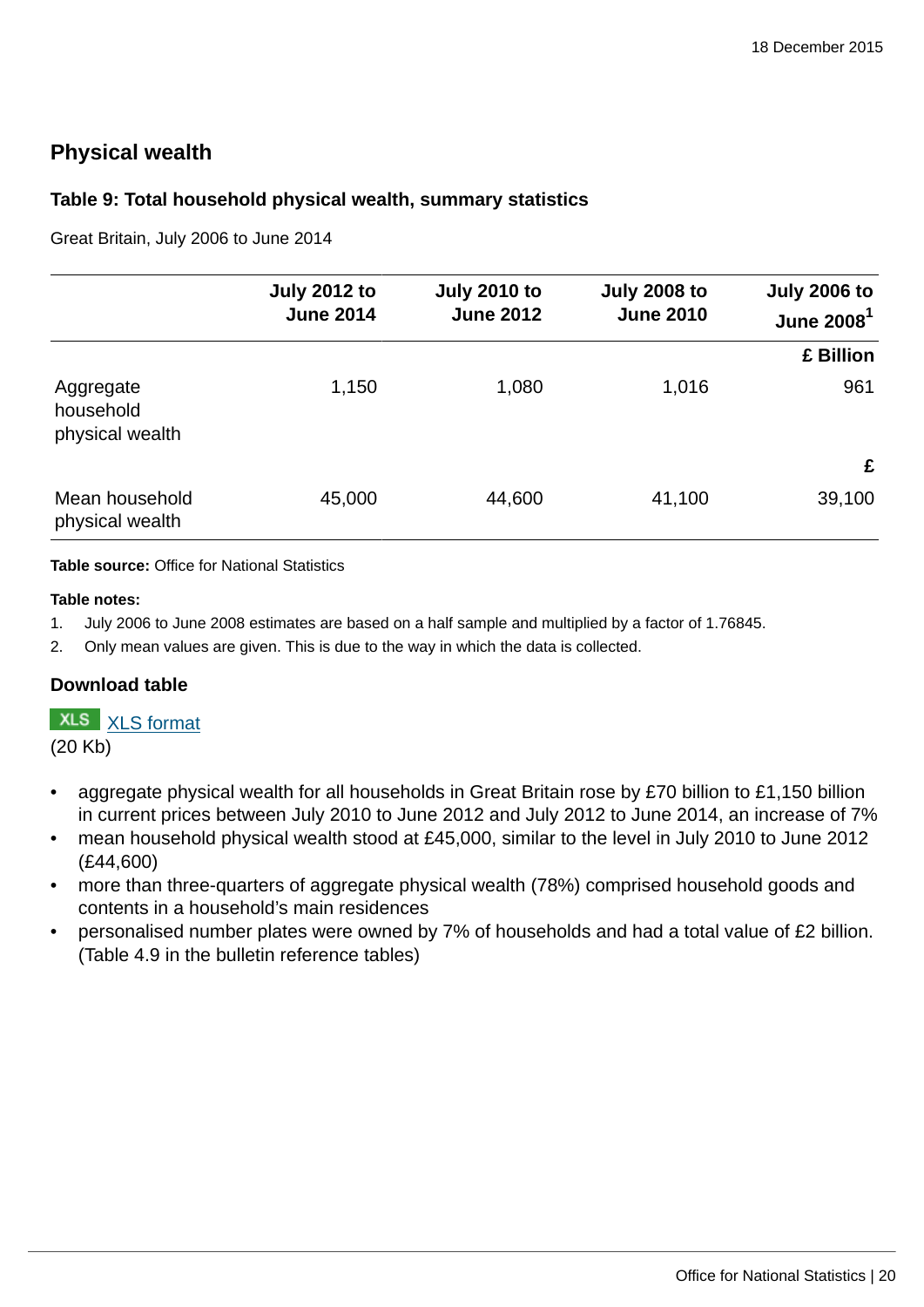## Physical wealth

### Table 9: Total household physical wealth, summary statistics

Great Britain, July 2006 to June 2014

| | July 2012 to June 2014 | July 2010 to June 2012 | July 2008 to June 2010 | July 2006 to June 2008[1] |
|---|---|---|---|---|
| | | | | £ Billion |
| Aggregate household physical wealth | 1,150 | 1,080 | 1,016 | 961 |
| | | | | £ |
| Mean household physical wealth | 45,000 | 44,600 | 41,100 | 39,100 |

**Table source:** Office for National Statistics

**Table notes:**

1. July 2006 to June 2008 estimates are based on a half sample and multiplied by a factor of 1.76845.
2. Only mean values are given. This is due to the way in which the data is collected.

### Download table

XLS [XLS format](#)
(20 Kb)

- aggregate physical wealth for all households in Great Britain rose by £70 billion to £1,150 billion in current prices between July 2010 to June 2012 and July 2012 to June 2014, an increase of 7%
- mean household physical wealth stood at £45,000, similar to the level in July 2010 to June 2012 (£44,600)
- more than three-quarters of aggregate physical wealth (78%) comprised household goods and contents in a household's main residences
- personalised number plates were owned by 7% of households and had a total value of £2 billion. (Table 4.9 in the bulletin reference tables)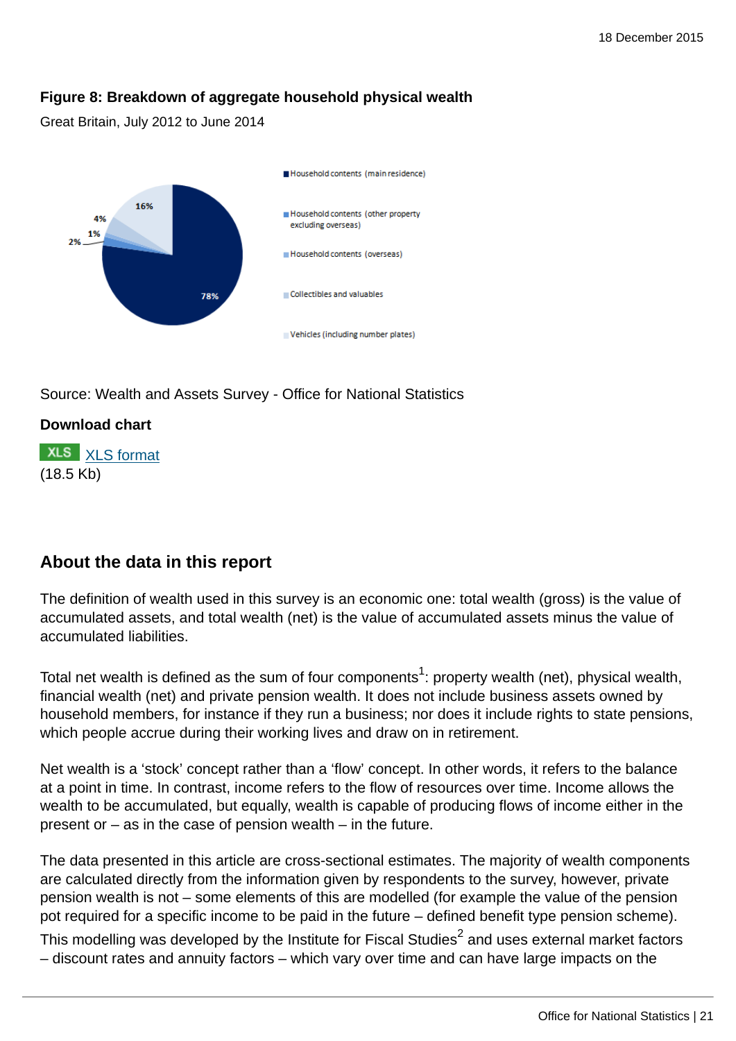**Figure 8: Breakdown of aggregate household physical wealth**

Great Britain, July 2012 to June 2014

- Household contents (main residence): 78%
- Household contents (other property excluding overseas): 2%
- Household contents (overseas): 1%
- Collectibles and valuables: 4%
- Vehicles (including number plates): 16%

Source: Wealth and Assets Survey - Office for National Statistics

**Download chart**

XLS format
(18.5 Kb)

## About the data in this report

The definition of wealth used in this survey is an economic one: total wealth (gross) is the value of accumulated assets, and total wealth (net) is the value of accumulated assets minus the value of accumulated liabilities.

Total net wealth is defined as the sum of four components[1]: property wealth (net), physical wealth, financial wealth (net) and private pension wealth. It does not include business assets owned by household members, for instance if they run a business; nor does it include rights to state pensions, which people accrue during their working lives and draw on in retirement.

Net wealth is a 'stock' concept rather than a 'flow' concept. In other words, it refers to the balance at a point in time. In contrast, income refers to the flow of resources over time. Income allows the wealth to be accumulated, but equally, wealth is capable of producing flows of income either in the present or – as in the case of pension wealth – in the future.

The data presented in this article are cross-sectional estimates. The majority of wealth components are calculated directly from the information given by respondents to the survey, however, private pension wealth is not – some elements of this are modelled (for example the value of the pension pot required for a specific income to be paid in the future – defined benefit type pension scheme). This modelling was developed by the Institute for Fiscal Studies[2] and uses external market factors – discount rates and annuity factors – which vary over time and can have large impacts on the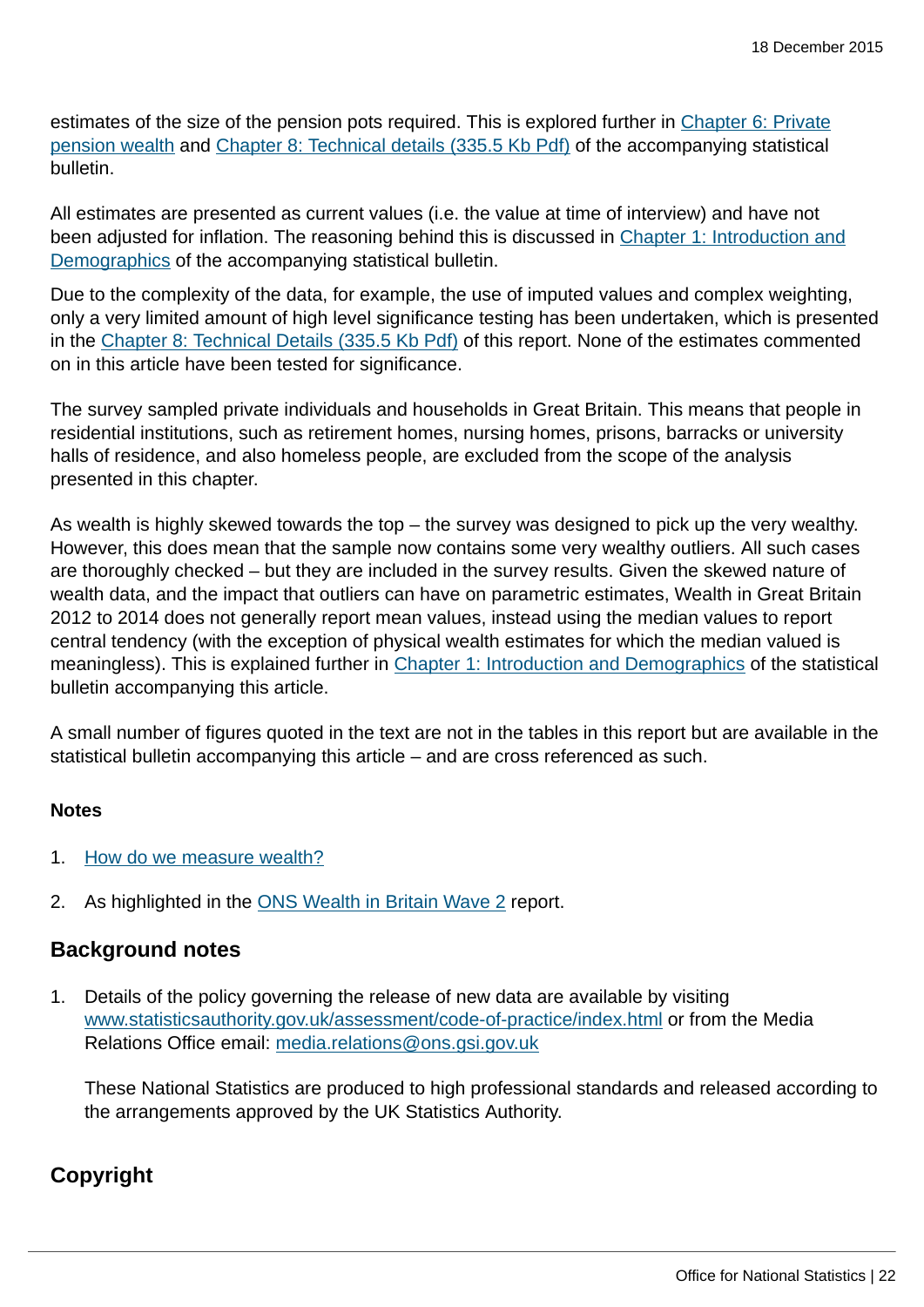estimates of the size of the pension pots required. This is explored further in [Chapter 6: Private pension wealth](#) and [Chapter 8: Technical details (335.5 Kb Pdf)](#) of the accompanying statistical bulletin.

All estimates are presented as current values (i.e. the value at time of interview) and have not been adjusted for inflation. The reasoning behind this is discussed in [Chapter 1: Introduction and Demographics](#) of the accompanying statistical bulletin.

Due to the complexity of the data, for example, the use of imputed values and complex weighting, only a very limited amount of high level significance testing has been undertaken, which is presented in the [Chapter 8: Technical Details (335.5 Kb Pdf)](#) of this report. None of the estimates commented on in this article have been tested for significance.

The survey sampled private individuals and households in Great Britain. This means that people in residential institutions, such as retirement homes, nursing homes, prisons, barracks or university halls of residence, and also homeless people, are excluded from the scope of the analysis presented in this chapter.

As wealth is highly skewed towards the top – the survey was designed to pick up the very wealthy. However, this does mean that the sample now contains some very wealthy outliers. All such cases are thoroughly checked – but they are included in the survey results. Given the skewed nature of wealth data, and the impact that outliers can have on parametric estimates, Wealth in Great Britain 2012 to 2014 does not generally report mean values, instead using the median values to report central tendency (with the exception of physical wealth estimates for which the median valued is meaningless). This is explained further in [Chapter 1: Introduction and Demographics](#) of the statistical bulletin accompanying this article.

A small number of figures quoted in the text are not in the tables in this report but are available in the statistical bulletin accompanying this article – and are cross referenced as such.

**Notes**

1. [How do we measure wealth?](#)
2. As highlighted in the [ONS Wealth in Britain Wave 2](#) report.

## Background notes

1. Details of the policy governing the release of new data are available by visiting [www.statisticsauthority.gov.uk/assessment/code-of-practice/index.html](www.statisticsauthority.gov.uk/assessment/code-of-practice/index.html) or from the Media Relations Office email: [media.relations@ons.gsi.gov.uk](mailto:media.relations@ons.gsi.gov.uk)

   These National Statistics are produced to high professional standards and released according to the arrangements approved by the UK Statistics Authority.

## Copyright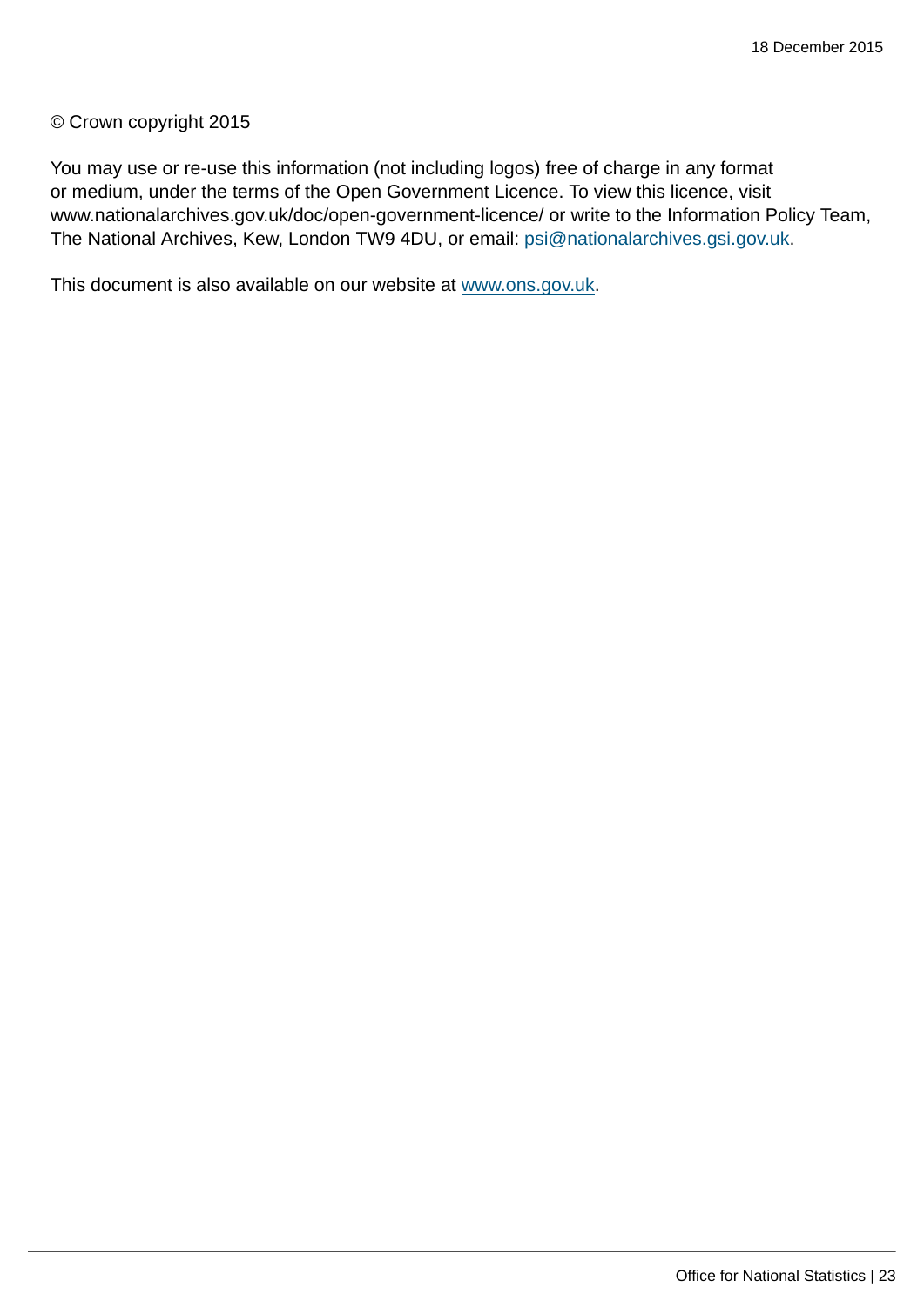© Crown copyright 2015

You may use or re-use this information (not including logos) free of charge in any format or medium, under the terms of the Open Government Licence. To view this licence, visit www.nationalarchives.gov.uk/doc/open-government-licence/ or write to the Information Policy Team, The National Archives, Kew, London TW9 4DU, or email: psi@nationalarchives.gsi.gov.uk.

This document is also available on our website at www.ons.gov.uk.